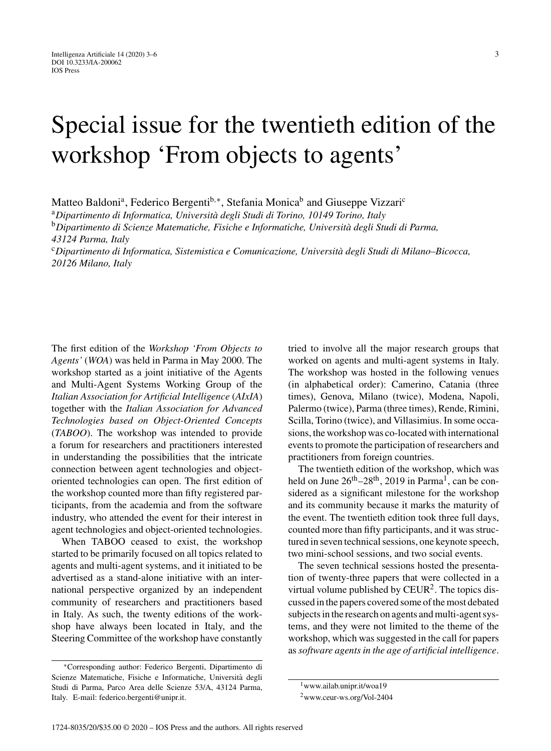# Special issue for the twentieth edition of the workshop 'From objects to agents'

Matteo Baldoni[a], Federico Bergenti[b,*], Stefania Monica[b] and Giuseppe Vizzari[c]

[a]*Dipartimento di Informatica, Università degli Studi di Torino, 10149 Torino, Italy*

[b]*Dipartimento di Scienze Matematiche, Fisiche e Informatiche, Università degli Studi di Parma, 43124 Parma, Italy*

[c]*Dipartimento di Informatica, Sistemistica e Comunicazione, Università degli Studi di Milano–Bicocca, 20126 Milano, Italy*

The first edition of the *Workshop 'From Objects to Agents'* (*WOA*) was held in Parma in May 2000. The workshop started as a joint initiative of the Agents and Multi-Agent Systems Working Group of the *Italian Association for Artificial Intelligence* (*AIxIA*) together with the *Italian Association for Advanced Technologies based on Object-Oriented Concepts* (*TABOO*). The workshop was intended to provide a forum for researchers and practitioners interested in understanding the possibilities that the intricate connection between agent technologies and object-oriented technologies can open. The first edition of the workshop counted more than fifty registered participants, from the academia and from the software industry, who attended the event for their interest in agent technologies and object-oriented technologies.

When TABOO ceased to exist, the workshop started to be primarily focused on all topics related to agents and multi-agent systems, and it initiated to be advertised as a stand-alone initiative with an international perspective organized by an independent community of researchers and practitioners based in Italy. As such, the twenty editions of the workshop have always been located in Italy, and the Steering Committee of the workshop have constantly tried to involve all the major research groups that worked on agents and multi-agent systems in Italy. The workshop was hosted in the following venues (in alphabetical order): Camerino, Catania (three times), Genova, Milano (twice), Modena, Napoli, Palermo (twice), Parma (three times), Rende, Rimini, Scilla, Torino (twice), and Villasimius. In some occasions, the workshop was co-located with international events to promote the participation of researchers and practitioners from foreign countries.

The twentieth edition of the workshop, which was held on June 26th–28th, 2019 in Parma[1], can be considered as a significant milestone for the workshop and its community because it marks the maturity of the event. The twentieth edition took three full days, counted more than fifty participants, and it was structured in seven technical sessions, one keynote speech, two mini-school sessions, and two social events.

The seven technical sessions hosted the presentation of twenty-three papers that were collected in a virtual volume published by CEUR[2]. The topics discussed in the papers covered some of the most debated subjects in the research on agents and multi-agent systems, and they were not limited to the theme of the workshop, which was suggested in the call for papers as *software agents in the age of artificial intelligence*.

*Corresponding author: Federico Bergenti, Dipartimento di Scienze Matematiche, Fisiche e Informatiche, Università degli Studi di Parma, Parco Area delle Scienze 53/A, 43124 Parma, Italy. E-mail: federico.bergenti@unipr.it.

[1] www.ailab.unipr.it/woa19

[2] www.ceur-ws.org/Vol-2404

1724-8035/20/$35.00 © 2020 – IOS Press and the authors. All rights reserved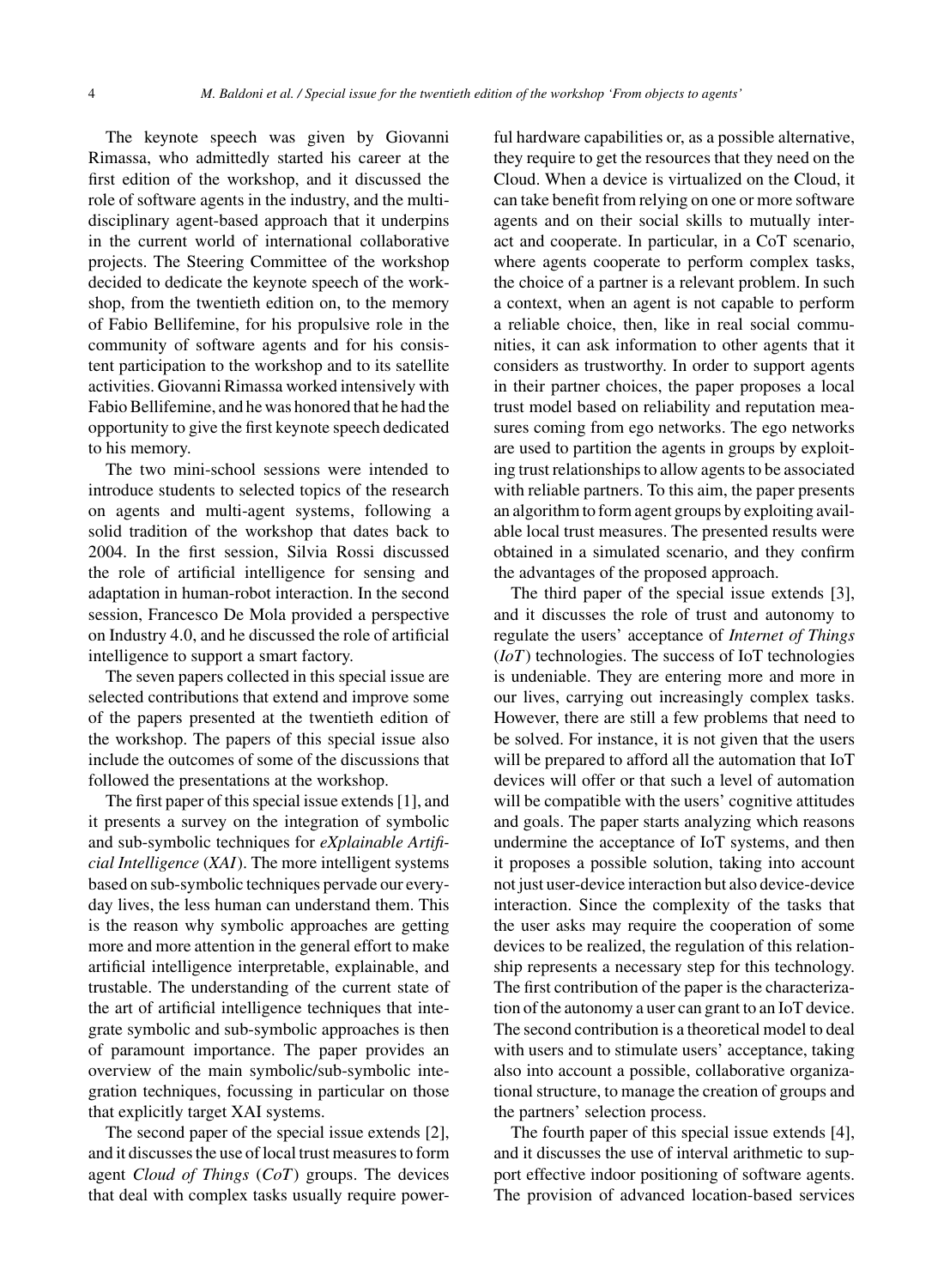The keynote speech was given by Giovanni Rimassa, who admittedly started his career at the first edition of the workshop, and it discussed the role of software agents in the industry, and the multi-disciplinary agent-based approach that it underpins in the current world of international collaborative projects. The Steering Committee of the workshop decided to dedicate the keynote speech of the workshop, from the twentieth edition on, to the memory of Fabio Bellifemine, for his propulsive role in the community of software agents and for his consistent participation to the workshop and to its satellite activities. Giovanni Rimassa worked intensively with Fabio Bellifemine, and he was honored that he had the opportunity to give the first keynote speech dedicated to his memory.

The two mini-school sessions were intended to introduce students to selected topics of the research on agents and multi-agent systems, following a solid tradition of the workshop that dates back to 2004. In the first session, Silvia Rossi discussed the role of artificial intelligence for sensing and adaptation in human-robot interaction. In the second session, Francesco De Mola provided a perspective on Industry 4.0, and he discussed the role of artificial intelligence to support a smart factory.

The seven papers collected in this special issue are selected contributions that extend and improve some of the papers presented at the twentieth edition of the workshop. The papers of this special issue also include the outcomes of some of the discussions that followed the presentations at the workshop.

The first paper of this special issue extends [1], and it presents a survey on the integration of symbolic and sub-symbolic techniques for *eXplainable Artificial Intelligence* (*XAI*). The more intelligent systems based on sub-symbolic techniques pervade our everyday lives, the less human can understand them. This is the reason why symbolic approaches are getting more and more attention in the general effort to make artificial intelligence interpretable, explainable, and trustable. The understanding of the current state of the art of artificial intelligence techniques that integrate symbolic and sub-symbolic approaches is then of paramount importance. The paper provides an overview of the main symbolic/sub-symbolic integration techniques, focussing in particular on those that explicitly target XAI systems.

The second paper of the special issue extends [2], and it discusses the use of local trust measures to form agent *Cloud of Things* (*CoT*) groups. The devices that deal with complex tasks usually require powerful hardware capabilities or, as a possible alternative, they require to get the resources that they need on the Cloud. When a device is virtualized on the Cloud, it can take benefit from relying on one or more software agents and on their social skills to mutually interact and cooperate. In particular, in a CoT scenario, where agents cooperate to perform complex tasks, the choice of a partner is a relevant problem. In such a context, when an agent is not capable to perform a reliable choice, then, like in real social communities, it can ask information to other agents that it considers as trustworthy. In order to support agents in their partner choices, the paper proposes a local trust model based on reliability and reputation measures coming from ego networks. The ego networks are used to partition the agents in groups by exploiting trust relationships to allow agents to be associated with reliable partners. To this aim, the paper presents an algorithm to form agent groups by exploiting available local trust measures. The presented results were obtained in a simulated scenario, and they confirm the advantages of the proposed approach.

The third paper of the special issue extends [3], and it discusses the role of trust and autonomy to regulate the users' acceptance of *Internet of Things* (*IoT*) technologies. The success of IoT technologies is undeniable. They are entering more and more in our lives, carrying out increasingly complex tasks. However, there are still a few problems that need to be solved. For instance, it is not given that the users will be prepared to afford all the automation that IoT devices will offer or that such a level of automation will be compatible with the users' cognitive attitudes and goals. The paper starts analyzing which reasons undermine the acceptance of IoT systems, and then it proposes a possible solution, taking into account not just user-device interaction but also device-device interaction. Since the complexity of the tasks that the user asks may require the cooperation of some devices to be realized, the regulation of this relationship represents a necessary step for this technology. The first contribution of the paper is the characterization of the autonomy a user can grant to an IoT device. The second contribution is a theoretical model to deal with users and to stimulate users' acceptance, taking also into account a possible, collaborative organizational structure, to manage the creation of groups and the partners' selection process.

The fourth paper of this special issue extends [4], and it discusses the use of interval arithmetic to support effective indoor positioning of software agents. The provision of advanced location-based services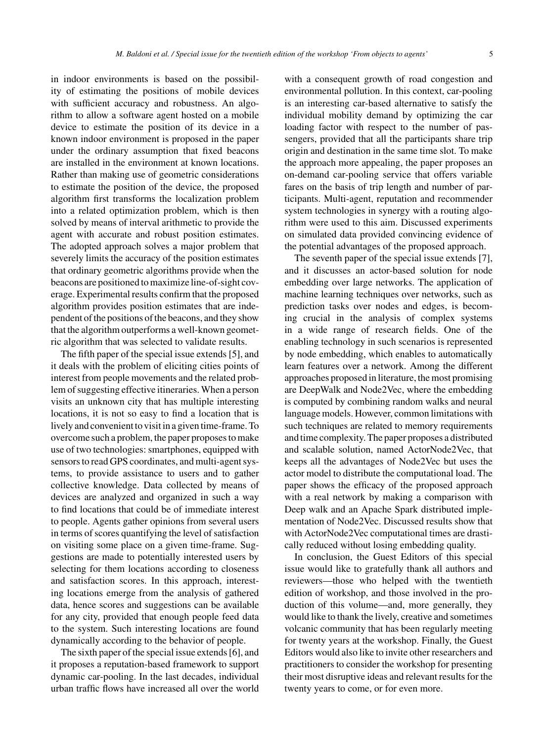in indoor environments is based on the possibility of estimating the positions of mobile devices with sufficient accuracy and robustness. An algorithm to allow a software agent hosted on a mobile device to estimate the position of its device in a known indoor environment is proposed in the paper under the ordinary assumption that fixed beacons are installed in the environment at known locations. Rather than making use of geometric considerations to estimate the position of the device, the proposed algorithm first transforms the localization problem into a related optimization problem, which is then solved by means of interval arithmetic to provide the agent with accurate and robust position estimates. The adopted approach solves a major problem that severely limits the accuracy of the position estimates that ordinary geometric algorithms provide when the beacons are positioned to maximize line-of-sight coverage. Experimental results confirm that the proposed algorithm provides position estimates that are independent of the positions of the beacons, and they show that the algorithm outperforms a well-known geometric algorithm that was selected to validate results.

The fifth paper of the special issue extends [5], and it deals with the problem of eliciting cities points of interest from people movements and the related problem of suggesting effective itineraries. When a person visits an unknown city that has multiple interesting locations, it is not so easy to find a location that is lively and convenient to visit in a given time-frame. To overcome such a problem, the paper proposes to make use of two technologies: smartphones, equipped with sensors to read GPS coordinates, and multi-agent systems, to provide assistance to users and to gather collective knowledge. Data collected by means of devices are analyzed and organized in such a way to find locations that could be of immediate interest to people. Agents gather opinions from several users in terms of scores quantifying the level of satisfaction on visiting some place on a given time-frame. Suggestions are made to potentially interested users by selecting for them locations according to closeness and satisfaction scores. In this approach, interesting locations emerge from the analysis of gathered data, hence scores and suggestions can be available for any city, provided that enough people feed data to the system. Such interesting locations are found dynamically according to the behavior of people.

The sixth paper of the special issue extends [6], and it proposes a reputation-based framework to support dynamic car-pooling. In the last decades, individual urban traffic flows have increased all over the world with a consequent growth of road congestion and environmental pollution. In this context, car-pooling is an interesting car-based alternative to satisfy the individual mobility demand by optimizing the car loading factor with respect to the number of passengers, provided that all the participants share trip origin and destination in the same time slot. To make the approach more appealing, the paper proposes an on-demand car-pooling service that offers variable fares on the basis of trip length and number of participants. Multi-agent, reputation and recommender system technologies in synergy with a routing algorithm were used to this aim. Discussed experiments on simulated data provided convincing evidence of the potential advantages of the proposed approach.

The seventh paper of the special issue extends [7], and it discusses an actor-based solution for node embedding over large networks. The application of machine learning techniques over networks, such as prediction tasks over nodes and edges, is becoming crucial in the analysis of complex systems in a wide range of research fields. One of the enabling technology in such scenarios is represented by node embedding, which enables to automatically learn features over a network. Among the different approaches proposed in literature, the most promising are DeepWalk and Node2Vec, where the embedding is computed by combining random walks and neural language models. However, common limitations with such techniques are related to memory requirements and time complexity. The paper proposes a distributed and scalable solution, named ActorNode2Vec, that keeps all the advantages of Node2Vec but uses the actor model to distribute the computational load. The paper shows the efficacy of the proposed approach with a real network by making a comparison with Deep walk and an Apache Spark distributed implementation of Node2Vec. Discussed results show that with ActorNode2Vec computational times are drastically reduced without losing embedding quality.

In conclusion, the Guest Editors of this special issue would like to gratefully thank all authors and reviewers—those who helped with the twentieth edition of workshop, and those involved in the production of this volume—and, more generally, they would like to thank the lively, creative and sometimes volcanic community that has been regularly meeting for twenty years at the workshop. Finally, the Guest Editors would also like to invite other researchers and practitioners to consider the workshop for presenting their most disruptive ideas and relevant results for the twenty years to come, or for even more.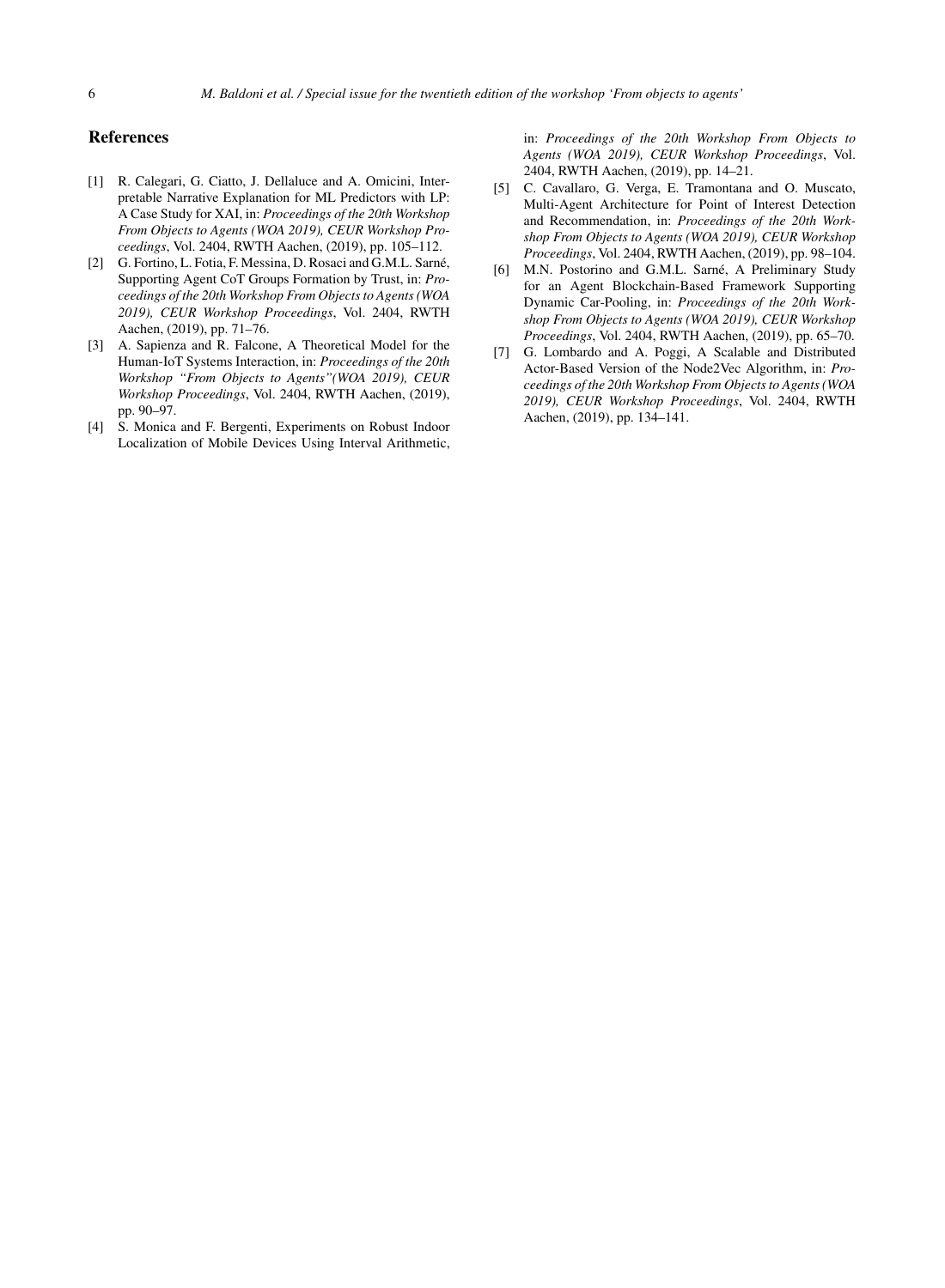## References

[1] R. Calegari, G. Ciatto, J. Dellaluce and A. Omicini, Interpretable Narrative Explanation for ML Predictors with LP: A Case Study for XAI, in: *Proceedings of the 20th Workshop From Objects to Agents (WOA 2019), CEUR Workshop Proceedings*, Vol. 2404, RWTH Aachen, (2019), pp. 105–112.

[2] G. Fortino, L. Fotia, F. Messina, D. Rosaci and G.M.L. Sarné, Supporting Agent CoT Groups Formation by Trust, in: *Proceedings of the 20th Workshop From Objects to Agents (WOA 2019), CEUR Workshop Proceedings*, Vol. 2404, RWTH Aachen, (2019), pp. 71–76.

[3] A. Sapienza and R. Falcone, A Theoretical Model for the Human-IoT Systems Interaction, in: *Proceedings of the 20th Workshop "From Objects to Agents"(WOA 2019), CEUR Workshop Proceedings*, Vol. 2404, RWTH Aachen, (2019), pp. 90–97.

[4] S. Monica and F. Bergenti, Experiments on Robust Indoor Localization of Mobile Devices Using Interval Arithmetic, in: *Proceedings of the 20th Workshop From Objects to Agents (WOA 2019), CEUR Workshop Proceedings*, Vol. 2404, RWTH Aachen, (2019), pp. 14–21.

[5] C. Cavallaro, G. Verga, E. Tramontana and O. Muscato, Multi-Agent Architecture for Point of Interest Detection and Recommendation, in: *Proceedings of the 20th Workshop From Objects to Agents (WOA 2019), CEUR Workshop Proceedings*, Vol. 2404, RWTH Aachen, (2019), pp. 98–104.

[6] M.N. Postorino and G.M.L. Sarné, A Preliminary Study for an Agent Blockchain-Based Framework Supporting Dynamic Car-Pooling, in: *Proceedings of the 20th Workshop From Objects to Agents (WOA 2019), CEUR Workshop Proceedings*, Vol. 2404, RWTH Aachen, (2019), pp. 65–70.

[7] G. Lombardo and A. Poggi, A Scalable and Distributed Actor-Based Version of the Node2Vec Algorithm, in: *Proceedings of the 20th Workshop From Objects to Agents (WOA 2019), CEUR Workshop Proceedings*, Vol. 2404, RWTH Aachen, (2019), pp. 134–141.